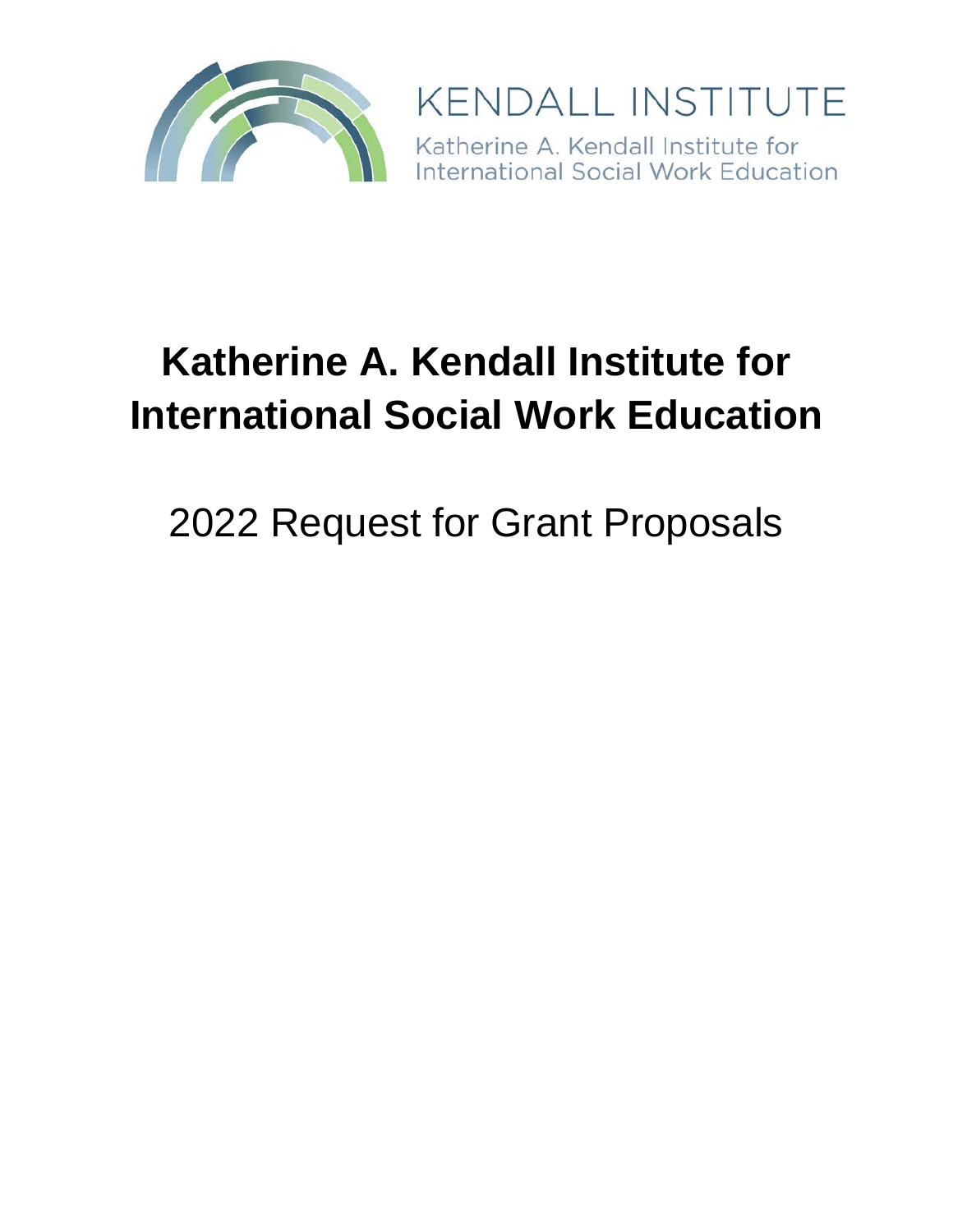KENDALL INSTITUTE

Katherine A. Kendall Institute for International Social Work Education

# Katherine A. Kendall Institute for International Social Work Education

## 2022 Request for Grant Proposals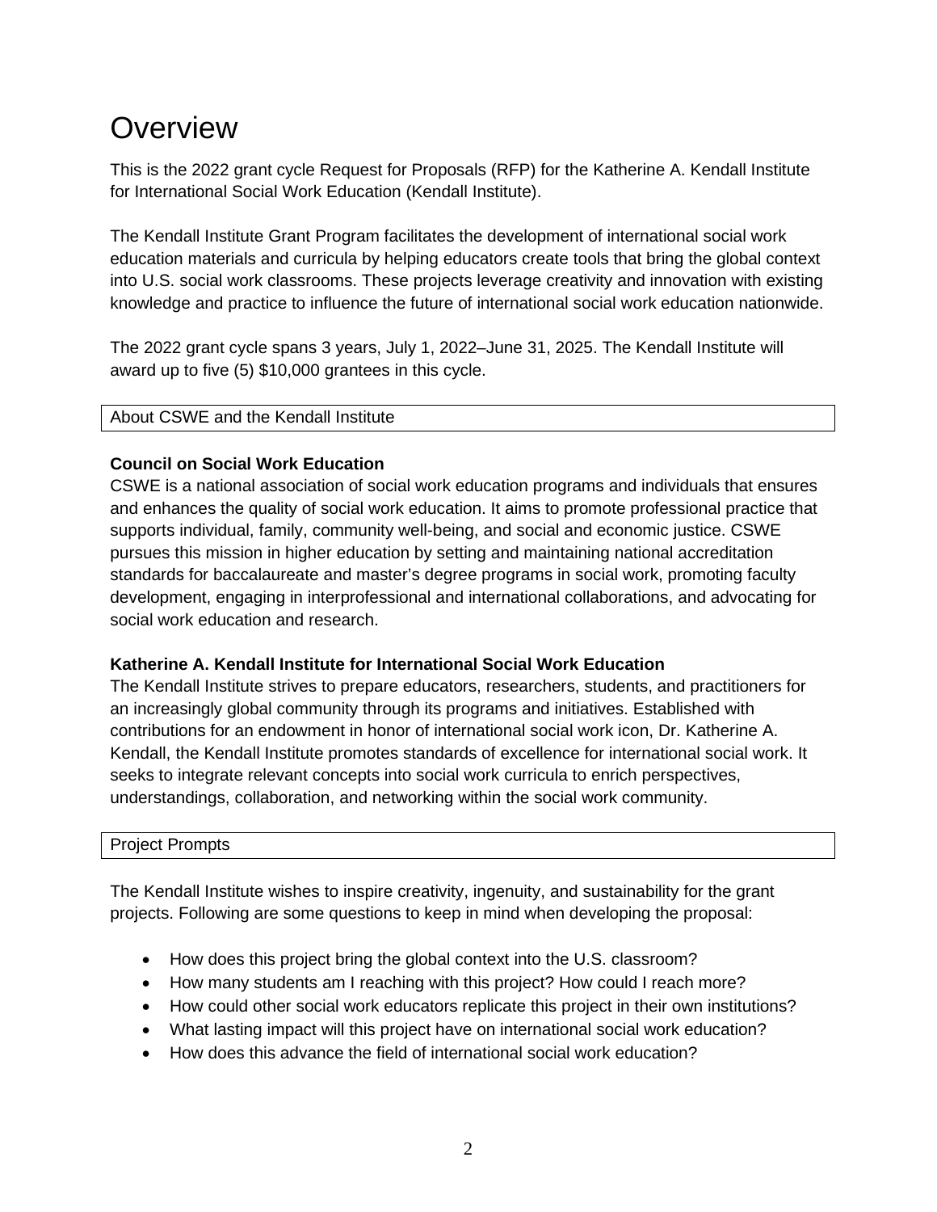# Overview

This is the 2022 grant cycle Request for Proposals (RFP) for the Katherine A. Kendall Institute for International Social Work Education (Kendall Institute).

The Kendall Institute Grant Program facilitates the development of international social work education materials and curricula by helping educators create tools that bring the global context into U.S. social work classrooms. These projects leverage creativity and innovation with existing knowledge and practice to influence the future of international social work education nationwide.

The 2022 grant cycle spans 3 years, July 1, 2022–June 31, 2025. The Kendall Institute will award up to five (5) $10,000 grantees in this cycle.

## About CSWE and the Kendall Institute

**Council on Social Work Education**
CSWE is a national association of social work education programs and individuals that ensures and enhances the quality of social work education. It aims to promote professional practice that supports individual, family, community well-being, and social and economic justice. CSWE pursues this mission in higher education by setting and maintaining national accreditation standards for baccalaureate and master's degree programs in social work, promoting faculty development, engaging in interprofessional and international collaborations, and advocating for social work education and research.

**Katherine A. Kendall Institute for International Social Work Education**
The Kendall Institute strives to prepare educators, researchers, students, and practitioners for an increasingly global community through its programs and initiatives. Established with contributions for an endowment in honor of international social work icon, Dr. Katherine A. Kendall, the Kendall Institute promotes standards of excellence for international social work. It seeks to integrate relevant concepts into social work curricula to enrich perspectives, understandings, collaboration, and networking within the social work community.

## Project Prompts

The Kendall Institute wishes to inspire creativity, ingenuity, and sustainability for the grant projects. Following are some questions to keep in mind when developing the proposal:

- How does this project bring the global context into the U.S. classroom?
- How many students am I reaching with this project? How could I reach more?
- How could other social work educators replicate this project in their own institutions?
- What lasting impact will this project have on international social work education?
- How does this advance the field of international social work education?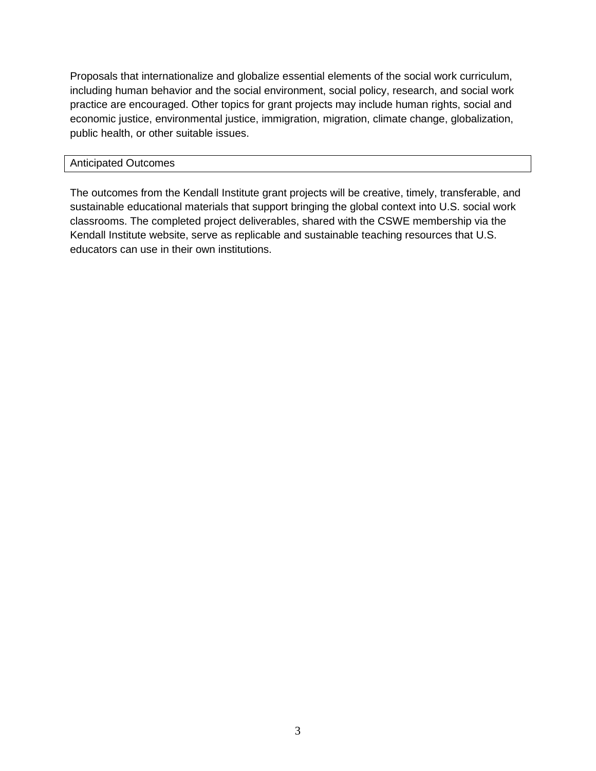Proposals that internationalize and globalize essential elements of the social work curriculum, including human behavior and the social environment, social policy, research, and social work practice are encouraged. Other topics for grant projects may include human rights, social and economic justice, environmental justice, immigration, migration, climate change, globalization, public health, or other suitable issues.

## Anticipated Outcomes

The outcomes from the Kendall Institute grant projects will be creative, timely, transferable, and sustainable educational materials that support bringing the global context into U.S. social work classrooms. The completed project deliverables, shared with the CSWE membership via the Kendall Institute website, serve as replicable and sustainable teaching resources that U.S. educators can use in their own institutions.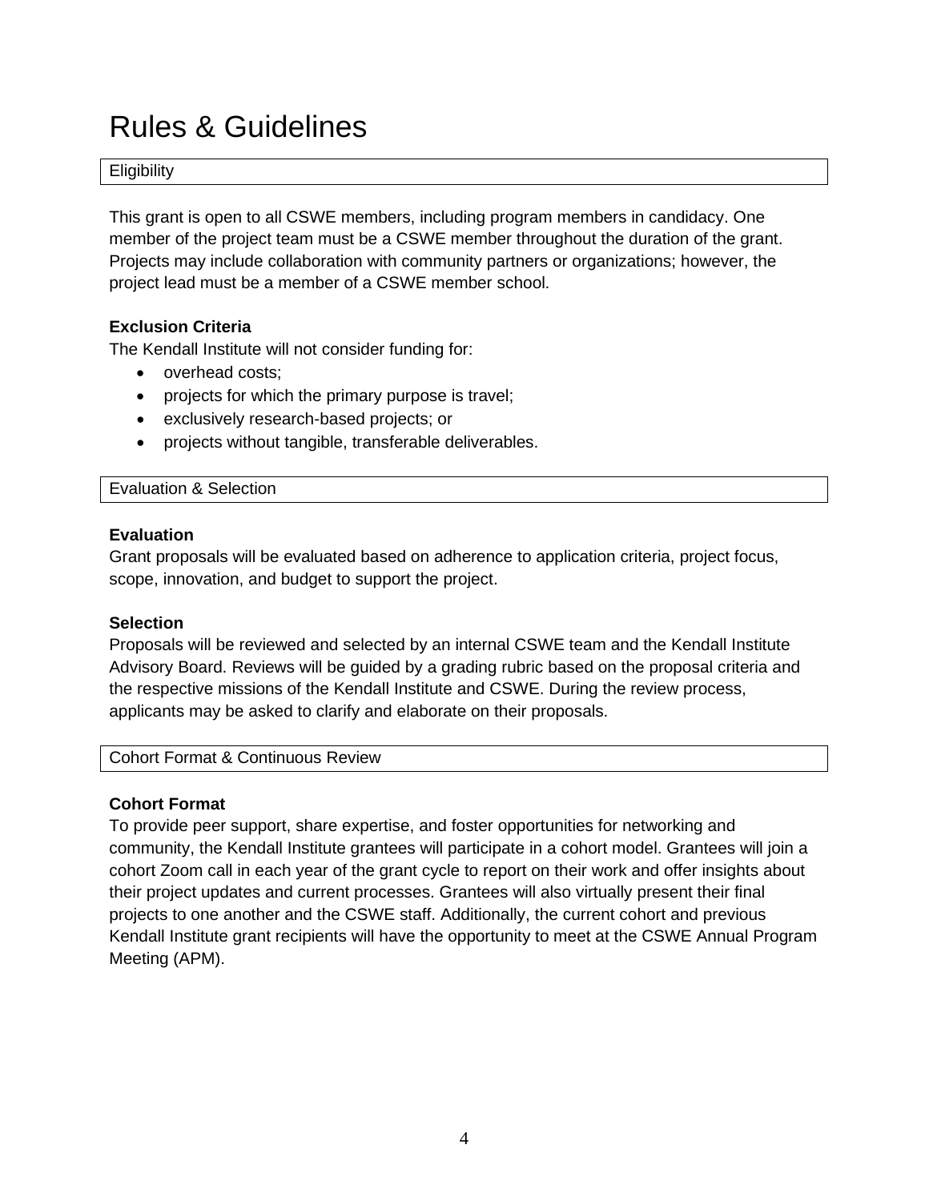# Rules & Guidelines

## Eligibility

This grant is open to all CSWE members, including program members in candidacy. One member of the project team must be a CSWE member throughout the duration of the grant. Projects may include collaboration with community partners or organizations; however, the project lead must be a member of a CSWE member school.

**Exclusion Criteria**

The Kendall Institute will not consider funding for:

- overhead costs;
- projects for which the primary purpose is travel;
- exclusively research-based projects; or
- projects without tangible, transferable deliverables.

## Evaluation & Selection

**Evaluation**

Grant proposals will be evaluated based on adherence to application criteria, project focus, scope, innovation, and budget to support the project.

**Selection**

Proposals will be reviewed and selected by an internal CSWE team and the Kendall Institute Advisory Board. Reviews will be guided by a grading rubric based on the proposal criteria and the respective missions of the Kendall Institute and CSWE. During the review process, applicants may be asked to clarify and elaborate on their proposals.

## Cohort Format & Continuous Review

**Cohort Format**

To provide peer support, share expertise, and foster opportunities for networking and community, the Kendall Institute grantees will participate in a cohort model. Grantees will join a cohort Zoom call in each year of the grant cycle to report on their work and offer insights about their project updates and current processes. Grantees will also virtually present their final projects to one another and the CSWE staff. Additionally, the current cohort and previous Kendall Institute grant recipients will have the opportunity to meet at the CSWE Annual Program Meeting (APM).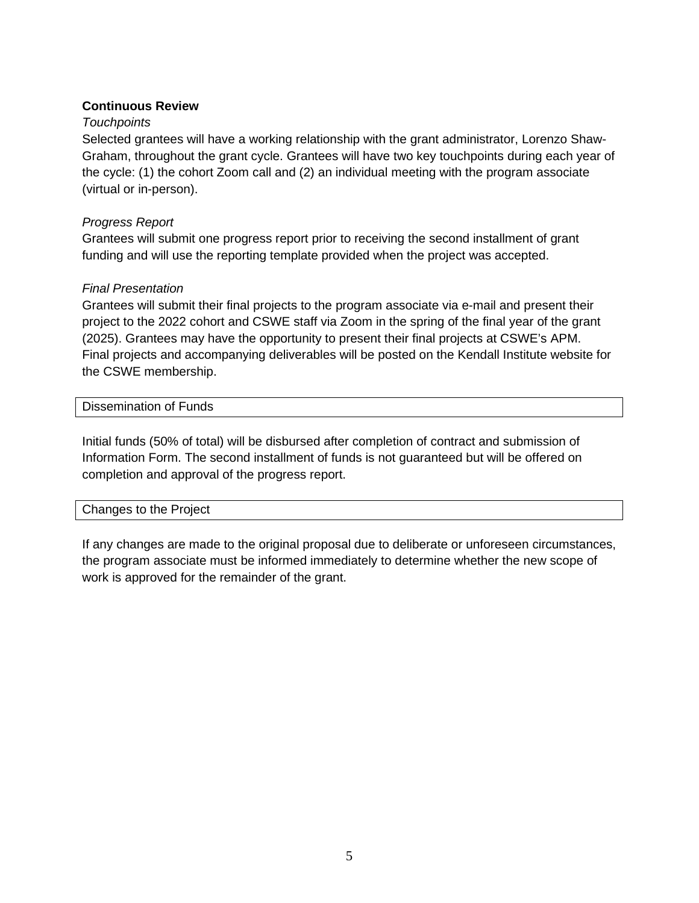**Continuous Review**

*Touchpoints*

Selected grantees will have a working relationship with the grant administrator, Lorenzo Shaw-Graham, throughout the grant cycle. Grantees will have two key touchpoints during each year of the cycle: (1) the cohort Zoom call and (2) an individual meeting with the program associate (virtual or in-person).

*Progress Report*

Grantees will submit one progress report prior to receiving the second installment of grant funding and will use the reporting template provided when the project was accepted.

*Final Presentation*

Grantees will submit their final projects to the program associate via e-mail and present their project to the 2022 cohort and CSWE staff via Zoom in the spring of the final year of the grant (2025). Grantees may have the opportunity to present their final projects at CSWE's APM. Final projects and accompanying deliverables will be posted on the Kendall Institute website for the CSWE membership.

## Dissemination of Funds

Initial funds (50% of total) will be disbursed after completion of contract and submission of Information Form. The second installment of funds is not guaranteed but will be offered on completion and approval of the progress report.

## Changes to the Project

If any changes are made to the original proposal due to deliberate or unforeseen circumstances, the program associate must be informed immediately to determine whether the new scope of work is approved for the remainder of the grant.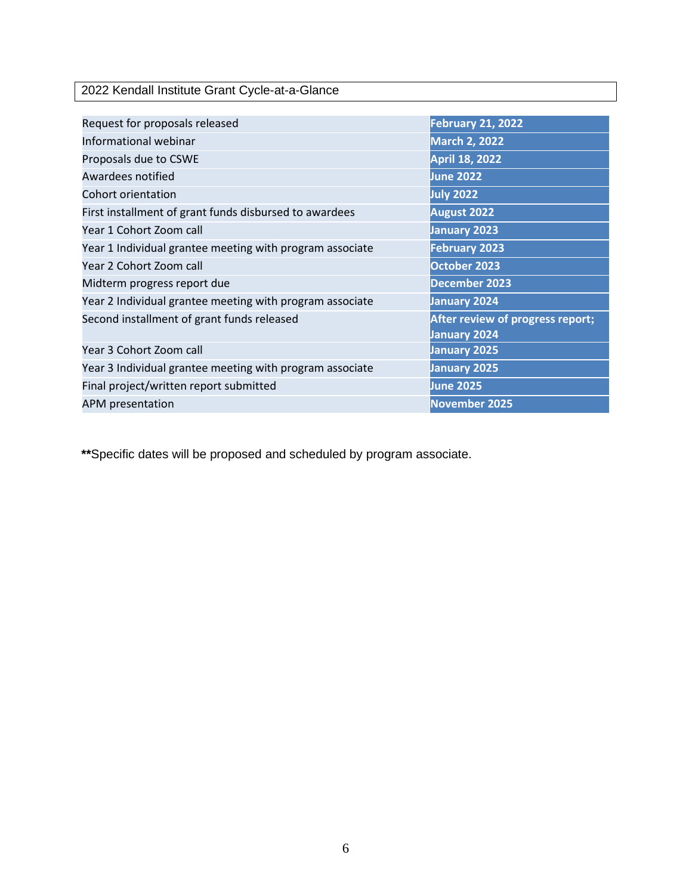2022 Kendall Institute Grant Cycle-at-a-Glance

| | |
|---|---|
| Request for proposals released | **February 21, 2022** |
| Informational webinar | **March 2, 2022** |
| Proposals due to CSWE | **April 18, 2022** |
| Awardees notified | **June 2022** |
| Cohort orientation | **July 2022** |
| First installment of grant funds disbursed to awardees | **August 2022** |
| Year 1 Cohort Zoom call | **January 2023** |
| Year 1 Individual grantee meeting with program associate | **February 2023** |
| Year 2 Cohort Zoom call | **October 2023** |
| Midterm progress report due | **December 2023** |
| Year 2 Individual grantee meeting with program associate | **January 2024** |
| Second installment of grant funds released | **After review of progress report; January 2024** |
| Year 3 Cohort Zoom call | **January 2025** |
| Year 3 Individual grantee meeting with program associate | **January 2025** |
| Final project/written report submitted | **June 2025** |
| APM presentation | **November 2025** |

**\*\***Specific dates will be proposed and scheduled by program associate.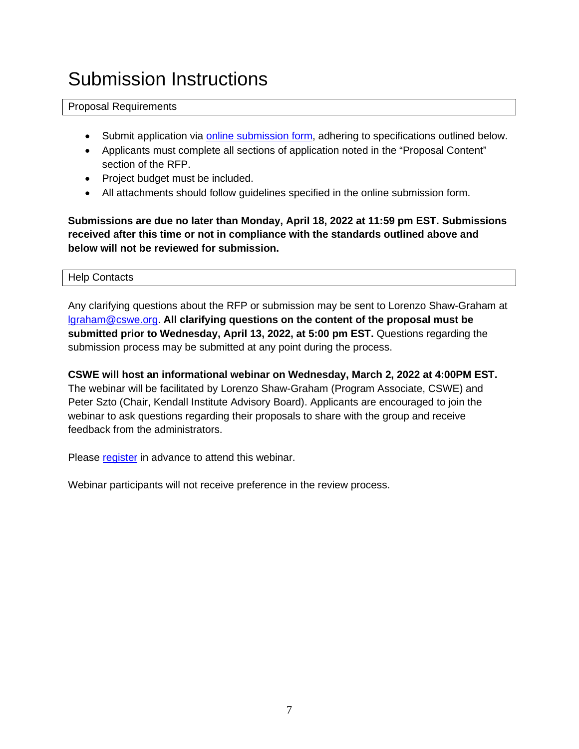# Submission Instructions

## Proposal Requirements

- Submit application via online submission form, adhering to specifications outlined below.
- Applicants must complete all sections of application noted in the "Proposal Content" section of the RFP.
- Project budget must be included.
- All attachments should follow guidelines specified in the online submission form.

**Submissions are due no later than Monday, April 18, 2022 at 11:59 pm EST. Submissions received after this time or not in compliance with the standards outlined above and below will not be reviewed for submission.**

## Help Contacts

Any clarifying questions about the RFP or submission may be sent to Lorenzo Shaw-Graham at lgraham@cswe.org. **All clarifying questions on the content of the proposal must be submitted prior to Wednesday, April 13, 2022, at 5:00 pm EST.** Questions regarding the submission process may be submitted at any point during the process.

**CSWE will host an informational webinar on Wednesday, March 2, 2022 at 4:00PM EST.** The webinar will be facilitated by Lorenzo Shaw-Graham (Program Associate, CSWE) and Peter Szto (Chair, Kendall Institute Advisory Board). Applicants are encouraged to join the webinar to ask questions regarding their proposals to share with the group and receive feedback from the administrators.

Please register in advance to attend this webinar.

Webinar participants will not receive preference in the review process.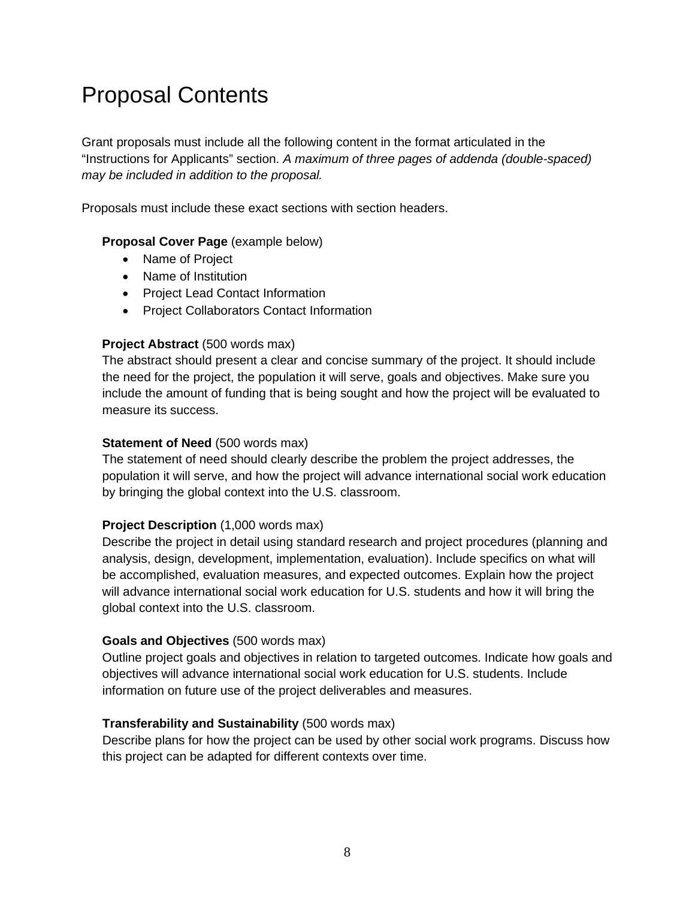# Proposal Contents

Grant proposals must include all the following content in the format articulated in the "Instructions for Applicants" section. *A maximum of three pages of addenda (double-spaced) may be included in addition to the proposal.*

Proposals must include these exact sections with section headers.

**Proposal Cover Page** (example below)

- Name of Project
- Name of Institution
- Project Lead Contact Information
- Project Collaborators Contact Information

**Project Abstract** (500 words max)
The abstract should present a clear and concise summary of the project. It should include the need for the project, the population it will serve, goals and objectives. Make sure you include the amount of funding that is being sought and how the project will be evaluated to measure its success.

**Statement of Need** (500 words max)
The statement of need should clearly describe the problem the project addresses, the population it will serve, and how the project will advance international social work education by bringing the global context into the U.S. classroom.

**Project Description** (1,000 words max)
Describe the project in detail using standard research and project procedures (planning and analysis, design, development, implementation, evaluation). Include specifics on what will be accomplished, evaluation measures, and expected outcomes. Explain how the project will advance international social work education for U.S. students and how it will bring the global context into the U.S. classroom.

**Goals and Objectives** (500 words max)
Outline project goals and objectives in relation to targeted outcomes. Indicate how goals and objectives will advance international social work education for U.S. students. Include information on future use of the project deliverables and measures.

**Transferability and Sustainability** (500 words max)
Describe plans for how the project can be used by other social work programs. Discuss how this project can be adapted for different contexts over time.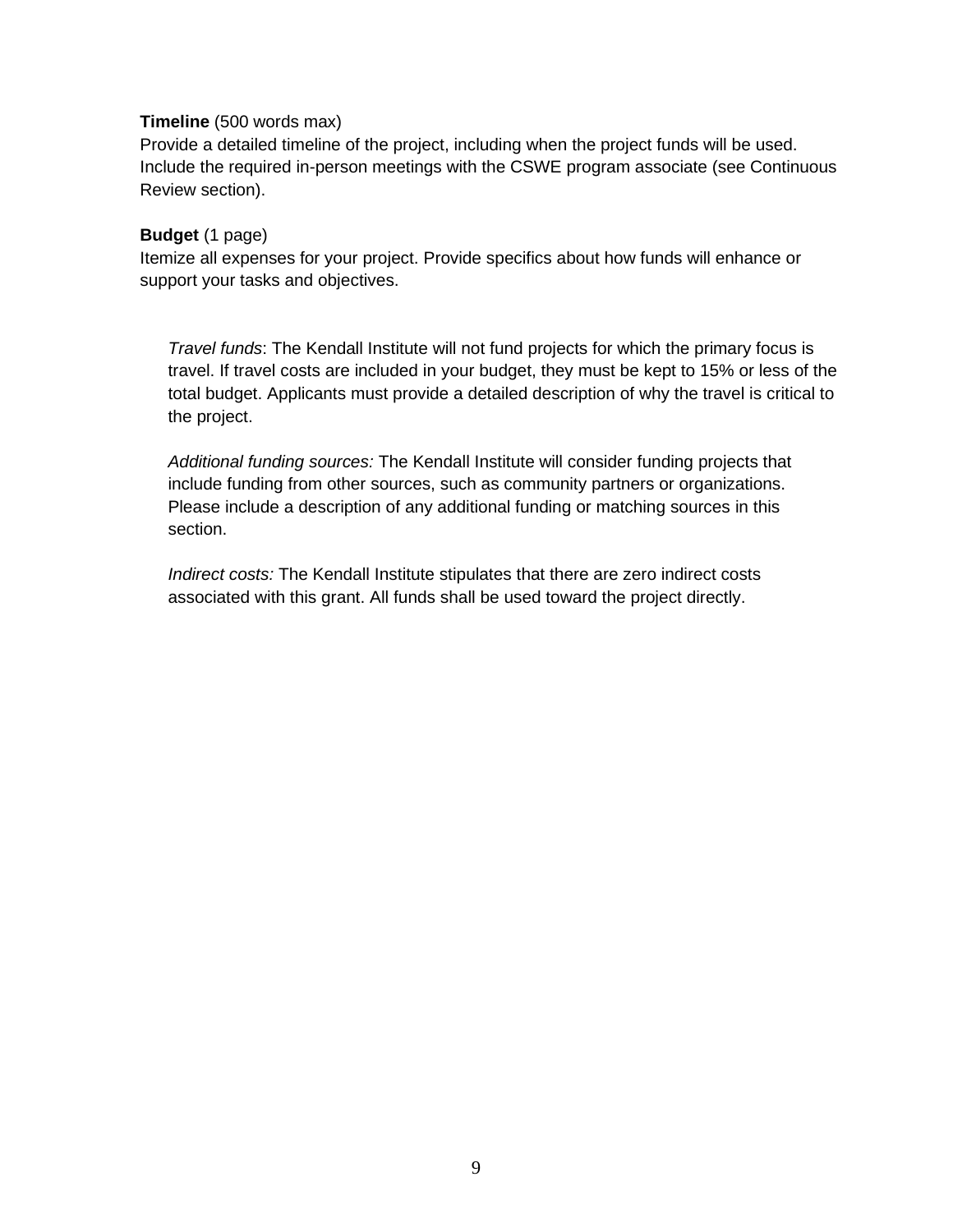**Timeline** (500 words max)
Provide a detailed timeline of the project, including when the project funds will be used. Include the required in-person meetings with the CSWE program associate (see Continuous Review section).

**Budget** (1 page)
Itemize all expenses for your project. Provide specifics about how funds will enhance or support your tasks and objectives.

> *Travel funds*: The Kendall Institute will not fund projects for which the primary focus is travel. If travel costs are included in your budget, they must be kept to 15% or less of the total budget. Applicants must provide a detailed description of why the travel is critical to the project.
>
> *Additional funding sources:* The Kendall Institute will consider funding projects that include funding from other sources, such as community partners or organizations. Please include a description of any additional funding or matching sources in this section.
>
> *Indirect costs:* The Kendall Institute stipulates that there are zero indirect costs associated with this grant. All funds shall be used toward the project directly.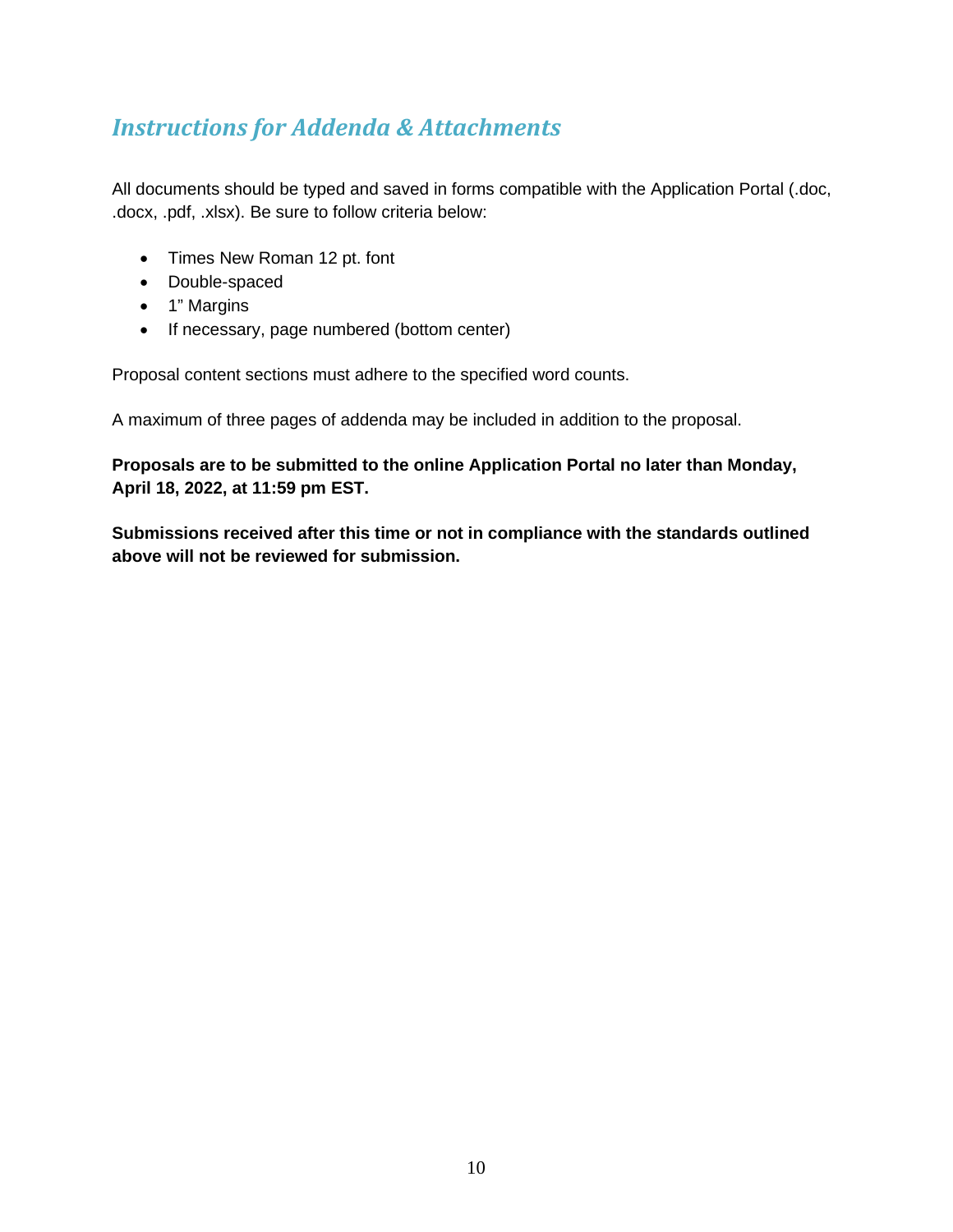## *Instructions for Addenda & Attachments*

All documents should be typed and saved in forms compatible with the Application Portal (.doc, .docx, .pdf, .xlsx). Be sure to follow criteria below:

- Times New Roman 12 pt. font
- Double-spaced
- 1" Margins
- If necessary, page numbered (bottom center)

Proposal content sections must adhere to the specified word counts.

A maximum of three pages of addenda may be included in addition to the proposal.

**Proposals are to be submitted to the online Application Portal no later than Monday, April 18, 2022, at 11:59 pm EST.**

**Submissions received after this time or not in compliance with the standards outlined above will not be reviewed for submission.**